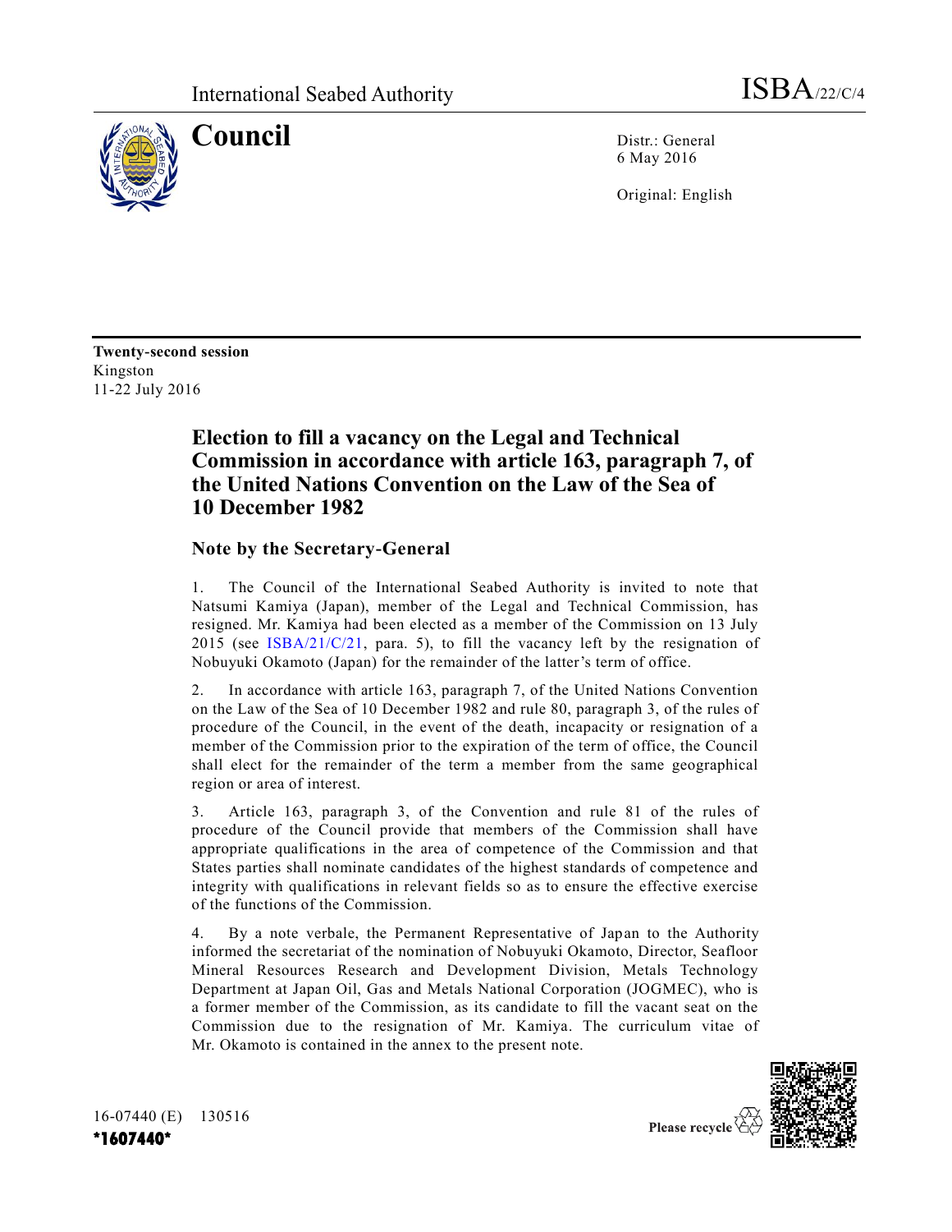International Seabed Authority

ISBA/22/C/4

# Council

Distr.: General
6 May 2016

Original: English

**Twenty-second session**
Kingston
11-22 July 2016

## Election to fill a vacancy on the Legal and Technical Commission in accordance with article 163, paragraph 7, of the United Nations Convention on the Law of the Sea of 10 December 1982

### Note by the Secretary-General

1. The Council of the International Seabed Authority is invited to note that Natsumi Kamiya (Japan), member of the Legal and Technical Commission, has resigned. Mr. Kamiya had been elected as a member of the Commission on 13 July 2015 (see ISBA/21/C/21, para. 5), to fill the vacancy left by the resignation of Nobuyuki Okamoto (Japan) for the remainder of the latter's term of office.

2. In accordance with article 163, paragraph 7, of the United Nations Convention on the Law of the Sea of 10 December 1982 and rule 80, paragraph 3, of the rules of procedure of the Council, in the event of the death, incapacity or resignation of a member of the Commission prior to the expiration of the term of office, the Council shall elect for the remainder of the term a member from the same geographical region or area of interest.

3. Article 163, paragraph 3, of the Convention and rule 81 of the rules of procedure of the Council provide that members of the Commission shall have appropriate qualifications in the area of competence of the Commission and that States parties shall nominate candidates of the highest standards of competence and integrity with qualifications in relevant fields so as to ensure the effective exercise of the functions of the Commission.

4. By a note verbale, the Permanent Representative of Japan to the Authority informed the secretariat of the nomination of Nobuyuki Okamoto, Director, Seafloor Mineral Resources Research and Development Division, Metals Technology Department at Japan Oil, Gas and Metals National Corporation (JOGMEC), who is a former member of the Commission, as its candidate to fill the vacant seat on the Commission due to the resignation of Mr. Kamiya. The curriculum vitae of Mr. Okamoto is contained in the annex to the present note.

16-07440 (E) 130516
*1607440*

Please recycle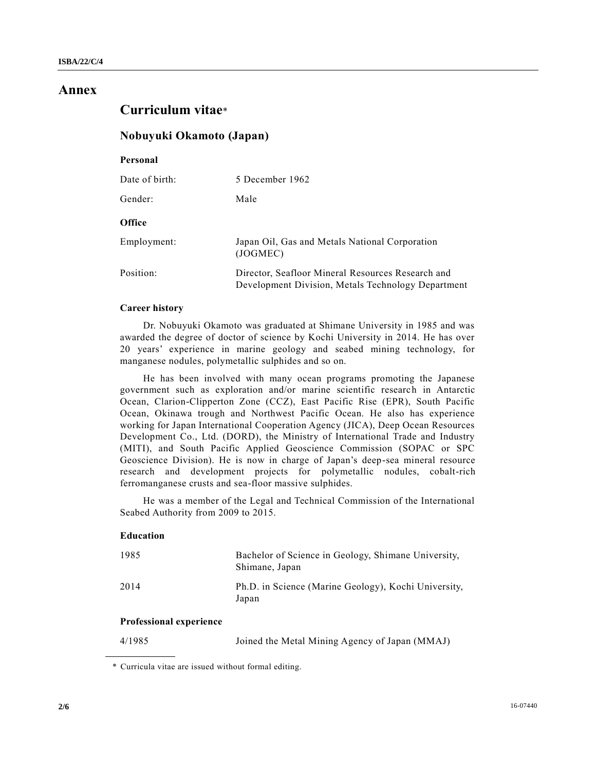# Annex

## Curriculum vitae*

### Nobuyuki Okamoto (Japan)

**Personal**

| | |
|---|---|
| Date of birth: | 5 December 1962 |
| Gender: | Male |

**Office**

| | |
|---|---|
| Employment: | Japan Oil, Gas and Metals National Corporation (JOGMEC) |
| Position: | Director, Seafloor Mineral Resources Research and Development Division, Metals Technology Department |

**Career history**

Dr. Nobuyuki Okamoto was graduated at Shimane University in 1985 and was awarded the degree of doctor of science by Kochi University in 2014. He has over 20 years' experience in marine geology and seabed mining technology, for manganese nodules, polymetallic sulphides and so on.

He has been involved with many ocean programs promoting the Japanese government such as exploration and/or marine scientific research in Antarctic Ocean, Clarion-Clipperton Zone (CCZ), East Pacific Rise (EPR), South Pacific Ocean, Okinawa trough and Northwest Pacific Ocean. He also has experience working for Japan International Cooperation Agency (JICA), Deep Ocean Resources Development Co., Ltd. (DORD), the Ministry of International Trade and Industry (MITI), and South Pacific Applied Geoscience Commission (SOPAC or SPC Geoscience Division). He is now in charge of Japan's deep-sea mineral resource research and development projects for polymetallic nodules, cobalt-rich ferromanganese crusts and sea-floor massive sulphides.

He was a member of the Legal and Technical Commission of the International Seabed Authority from 2009 to 2015.

**Education**

| | |
|---|---|
| 1985 | Bachelor of Science in Geology, Shimane University, Shimane, Japan |
| 2014 | Ph.D. in Science (Marine Geology), Kochi University, Japan |

**Professional experience**

| | |
|---|---|
| 4/1985 | Joined the Metal Mining Agency of Japan (MMAJ) |

\* Curricula vitae are issued without formal editing.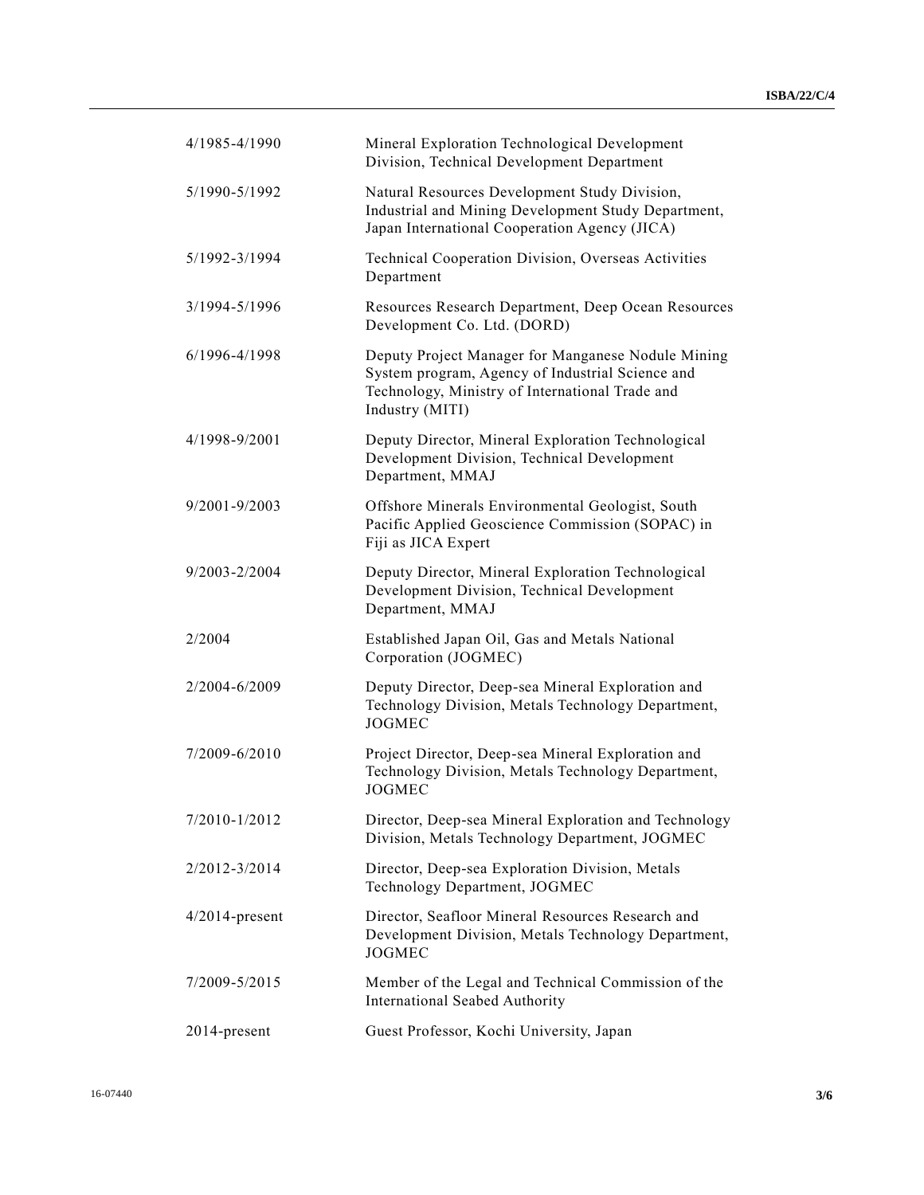| | |
|---|---|
| 4/1985-4/1990 | Mineral Exploration Technological Development Division, Technical Development Department |
| 5/1990-5/1992 | Natural Resources Development Study Division, Industrial and Mining Development Study Department, Japan International Cooperation Agency (JICA) |
| 5/1992-3/1994 | Technical Cooperation Division, Overseas Activities Department |
| 3/1994-5/1996 | Resources Research Department, Deep Ocean Resources Development Co. Ltd. (DORD) |
| 6/1996-4/1998 | Deputy Project Manager for Manganese Nodule Mining System program, Agency of Industrial Science and Technology, Ministry of International Trade and Industry (MITI) |
| 4/1998-9/2001 | Deputy Director, Mineral Exploration Technological Development Division, Technical Development Department, MMAJ |
| 9/2001-9/2003 | Offshore Minerals Environmental Geologist, South Pacific Applied Geoscience Commission (SOPAC) in Fiji as JICA Expert |
| 9/2003-2/2004 | Deputy Director, Mineral Exploration Technological Development Division, Technical Development Department, MMAJ |
| 2/2004 | Established Japan Oil, Gas and Metals National Corporation (JOGMEC) |
| 2/2004-6/2009 | Deputy Director, Deep-sea Mineral Exploration and Technology Division, Metals Technology Department, JOGMEC |
| 7/2009-6/2010 | Project Director, Deep-sea Mineral Exploration and Technology Division, Metals Technology Department, JOGMEC |
| 7/2010-1/2012 | Director, Deep-sea Mineral Exploration and Technology Division, Metals Technology Department, JOGMEC |
| 2/2012-3/2014 | Director, Deep-sea Exploration Division, Metals Technology Department, JOGMEC |
| 4/2014-present | Director, Seafloor Mineral Resources Research and Development Division, Metals Technology Department, JOGMEC |
| 7/2009-5/2015 | Member of the Legal and Technical Commission of the International Seabed Authority |
| 2014-present | Guest Professor, Kochi University, Japan |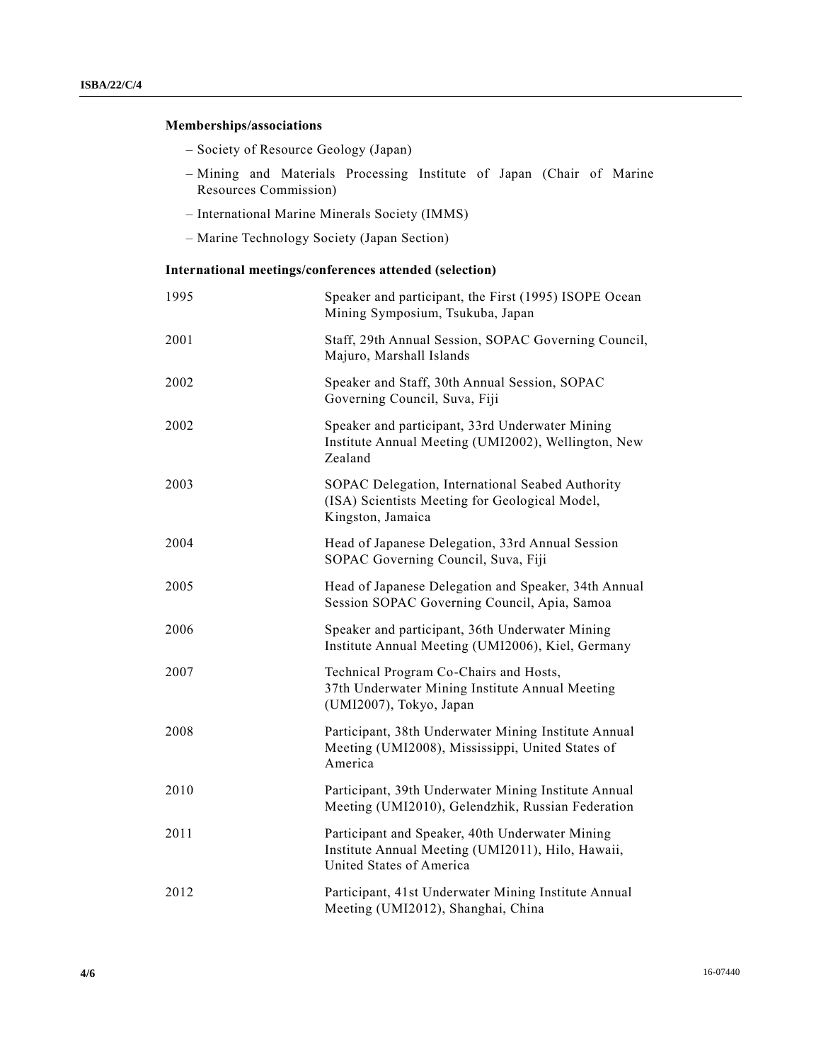**Memberships/associations**

- Society of Resource Geology (Japan)
- Mining and Materials Processing Institute of Japan (Chair of Marine Resources Commission)
- International Marine Minerals Society (IMMS)
- Marine Technology Society (Japan Section)

**International meetings/conferences attended (selection)**

| | |
|---|---|
| 1995 | Speaker and participant, the First (1995) ISOPE Ocean Mining Symposium, Tsukuba, Japan |
| 2001 | Staff, 29th Annual Session, SOPAC Governing Council, Majuro, Marshall Islands |
| 2002 | Speaker and Staff, 30th Annual Session, SOPAC Governing Council, Suva, Fiji |
| 2002 | Speaker and participant, 33rd Underwater Mining Institute Annual Meeting (UMI2002), Wellington, New Zealand |
| 2003 | SOPAC Delegation, International Seabed Authority (ISA) Scientists Meeting for Geological Model, Kingston, Jamaica |
| 2004 | Head of Japanese Delegation, 33rd Annual Session SOPAC Governing Council, Suva, Fiji |
| 2005 | Head of Japanese Delegation and Speaker, 34th Annual Session SOPAC Governing Council, Apia, Samoa |
| 2006 | Speaker and participant, 36th Underwater Mining Institute Annual Meeting (UMI2006), Kiel, Germany |
| 2007 | Technical Program Co-Chairs and Hosts, 37th Underwater Mining Institute Annual Meeting (UMI2007), Tokyo, Japan |
| 2008 | Participant, 38th Underwater Mining Institute Annual Meeting (UMI2008), Mississippi, United States of America |
| 2010 | Participant, 39th Underwater Mining Institute Annual Meeting (UMI2010), Gelendzhik, Russian Federation |
| 2011 | Participant and Speaker, 40th Underwater Mining Institute Annual Meeting (UMI2011), Hilo, Hawaii, United States of America |
| 2012 | Participant, 41st Underwater Mining Institute Annual Meeting (UMI2012), Shanghai, China |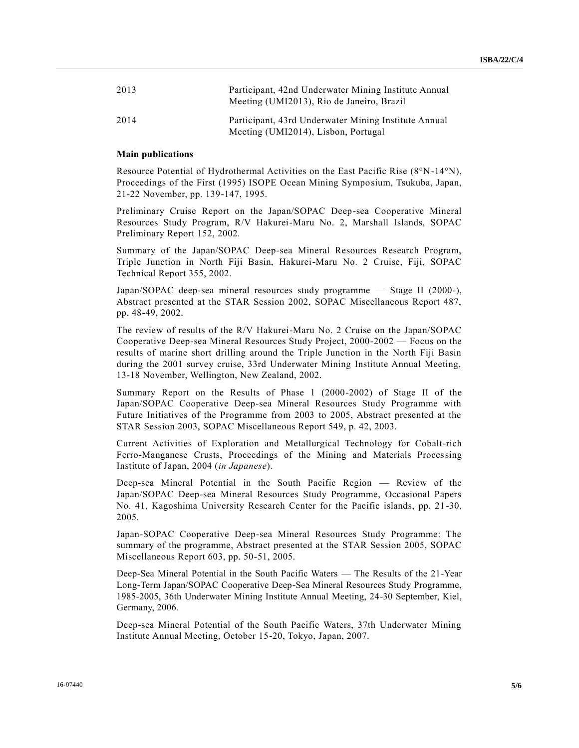| | |
|---|---|
| 2013 | Participant, 42nd Underwater Mining Institute Annual Meeting (UMI2013), Rio de Janeiro, Brazil |
| 2014 | Participant, 43rd Underwater Mining Institute Annual Meeting (UMI2014), Lisbon, Portugal |

**Main publications**

Resource Potential of Hydrothermal Activities on the East Pacific Rise (8°N-14°N), Proceedings of the First (1995) ISOPE Ocean Mining Symposium, Tsukuba, Japan, 21-22 November, pp. 139-147, 1995.

Preliminary Cruise Report on the Japan/SOPAC Deep-sea Cooperative Mineral Resources Study Program, R/V Hakurei-Maru No. 2, Marshall Islands, SOPAC Preliminary Report 152, 2002.

Summary of the Japan/SOPAC Deep-sea Mineral Resources Research Program, Triple Junction in North Fiji Basin, Hakurei-Maru No. 2 Cruise, Fiji, SOPAC Technical Report 355, 2002.

Japan/SOPAC deep-sea mineral resources study programme — Stage II (2000-), Abstract presented at the STAR Session 2002, SOPAC Miscellaneous Report 487, pp. 48-49, 2002.

The review of results of the R/V Hakurei-Maru No. 2 Cruise on the Japan/SOPAC Cooperative Deep-sea Mineral Resources Study Project, 2000-2002 — Focus on the results of marine short drilling around the Triple Junction in the North Fiji Basin during the 2001 survey cruise, 33rd Underwater Mining Institute Annual Meeting, 13-18 November, Wellington, New Zealand, 2002.

Summary Report on the Results of Phase 1 (2000-2002) of Stage II of the Japan/SOPAC Cooperative Deep-sea Mineral Resources Study Programme with Future Initiatives of the Programme from 2003 to 2005, Abstract presented at the STAR Session 2003, SOPAC Miscellaneous Report 549, p. 42, 2003.

Current Activities of Exploration and Metallurgical Technology for Cobalt-rich Ferro-Manganese Crusts, Proceedings of the Mining and Materials Processing Institute of Japan, 2004 (*in Japanese*).

Deep-sea Mineral Potential in the South Pacific Region — Review of the Japan/SOPAC Deep-sea Mineral Resources Study Programme, Occasional Papers No. 41, Kagoshima University Research Center for the Pacific islands, pp. 21-30, 2005.

Japan-SOPAC Cooperative Deep-sea Mineral Resources Study Programme: The summary of the programme, Abstract presented at the STAR Session 2005, SOPAC Miscellaneous Report 603, pp. 50-51, 2005.

Deep-Sea Mineral Potential in the South Pacific Waters — The Results of the 21-Year Long-Term Japan/SOPAC Cooperative Deep-Sea Mineral Resources Study Programme, 1985-2005, 36th Underwater Mining Institute Annual Meeting, 24-30 September, Kiel, Germany, 2006.

Deep-sea Mineral Potential of the South Pacific Waters, 37th Underwater Mining Institute Annual Meeting, October 15-20, Tokyo, Japan, 2007.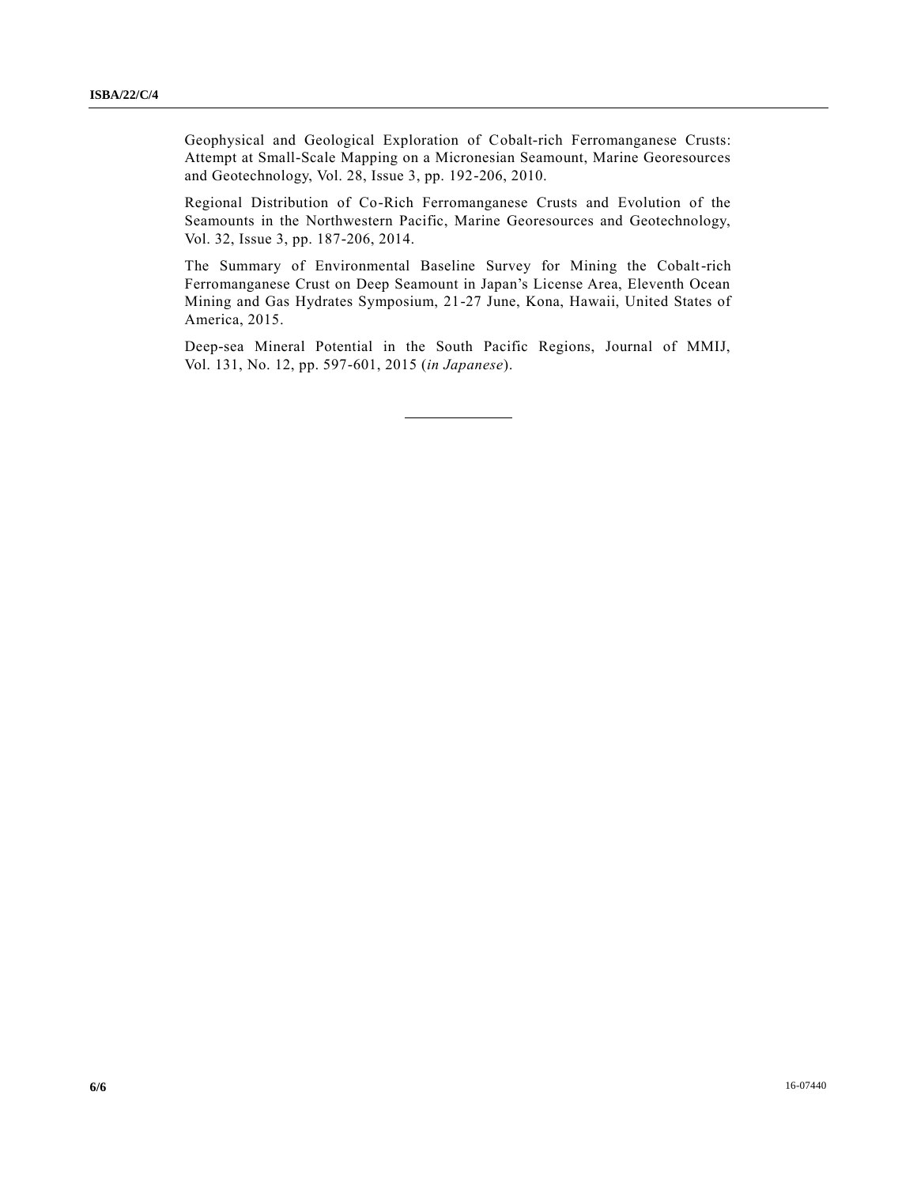Geophysical and Geological Exploration of Cobalt-rich Ferromanganese Crusts: Attempt at Small-Scale Mapping on a Micronesian Seamount, Marine Georesources and Geotechnology, Vol. 28, Issue 3, pp. 192-206, 2010.

Regional Distribution of Co-Rich Ferromanganese Crusts and Evolution of the Seamounts in the Northwestern Pacific, Marine Georesources and Geotechnology, Vol. 32, Issue 3, pp. 187-206, 2014.

The Summary of Environmental Baseline Survey for Mining the Cobalt-rich Ferromanganese Crust on Deep Seamount in Japan's License Area, Eleventh Ocean Mining and Gas Hydrates Symposium, 21-27 June, Kona, Hawaii, United States of America, 2015.

Deep-sea Mineral Potential in the South Pacific Regions, Journal of MMIJ, Vol. 131, No. 12, pp. 597-601, 2015 (*in Japanese*).